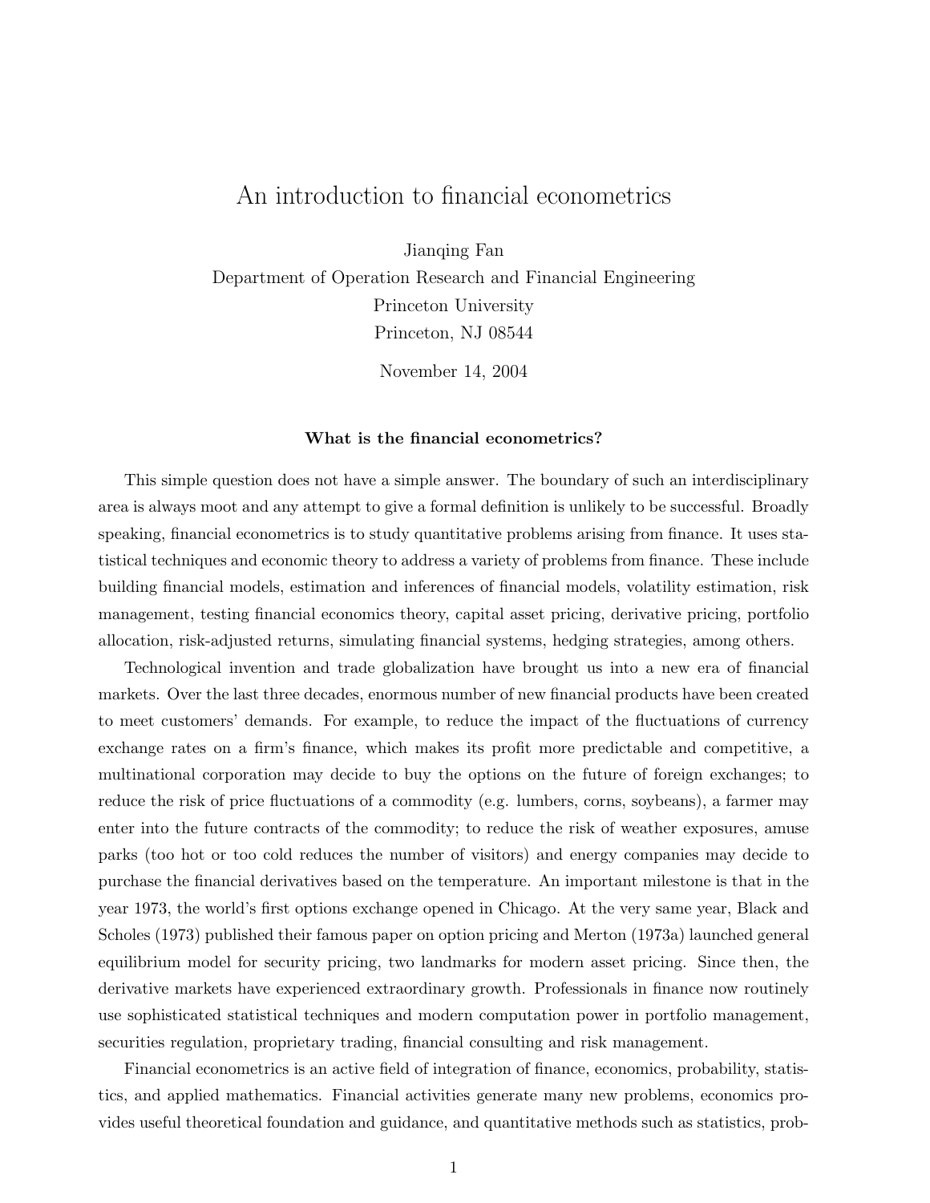# An introduction to financial econometrics

Jianqing Fan
Department of Operation Research and Financial Engineering
Princeton University
Princeton, NJ 08544

November 14, 2004

### What is the financial econometrics?

This simple question does not have a simple answer. The boundary of such an interdisciplinary area is always moot and any attempt to give a formal definition is unlikely to be successful. Broadly speaking, financial econometrics is to study quantitative problems arising from finance. It uses statistical techniques and economic theory to address a variety of problems from finance. These include building financial models, estimation and inferences of financial models, volatility estimation, risk management, testing financial economics theory, capital asset pricing, derivative pricing, portfolio allocation, risk-adjusted returns, simulating financial systems, hedging strategies, among others.

Technological invention and trade globalization have brought us into a new era of financial markets. Over the last three decades, enormous number of new financial products have been created to meet customers' demands. For example, to reduce the impact of the fluctuations of currency exchange rates on a firm's finance, which makes its profit more predictable and competitive, a multinational corporation may decide to buy the options on the future of foreign exchanges; to reduce the risk of price fluctuations of a commodity (e.g. lumbers, corns, soybeans), a farmer may enter into the future contracts of the commodity; to reduce the risk of weather exposures, amuse parks (too hot or too cold reduces the number of visitors) and energy companies may decide to purchase the financial derivatives based on the temperature. An important milestone is that in the year 1973, the world's first options exchange opened in Chicago. At the very same year, Black and Scholes (1973) published their famous paper on option pricing and Merton (1973a) launched general equilibrium model for security pricing, two landmarks for modern asset pricing. Since then, the derivative markets have experienced extraordinary growth. Professionals in finance now routinely use sophisticated statistical techniques and modern computation power in portfolio management, securities regulation, proprietary trading, financial consulting and risk management.

Financial econometrics is an active field of integration of finance, economics, probability, statistics, and applied mathematics. Financial activities generate many new problems, economics provides useful theoretical foundation and guidance, and quantitative methods such as statistics, prob-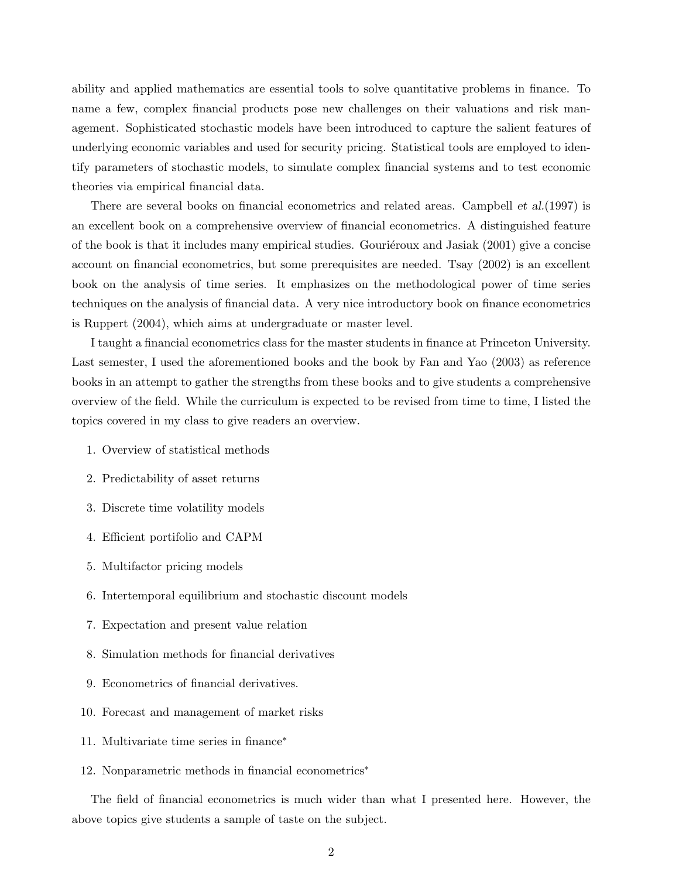ability and applied mathematics are essential tools to solve quantitative problems in finance. To name a few, complex financial products pose new challenges on their valuations and risk management. Sophisticated stochastic models have been introduced to capture the salient features of underlying economic variables and used for security pricing. Statistical tools are employed to identify parameters of stochastic models, to simulate complex financial systems and to test economic theories via empirical financial data.

There are several books on financial econometrics and related areas. Campbell *et al.*(1997) is an excellent book on a comprehensive overview of financial econometrics. A distinguished feature of the book is that it includes many empirical studies. Gouriéroux and Jasiak (2001) give a concise account on financial econometrics, but some prerequisites are needed. Tsay (2002) is an excellent book on the analysis of time series. It emphasizes on the methodological power of time series techniques on the analysis of financial data. A very nice introductory book on finance econometrics is Ruppert (2004), which aims at undergraduate or master level.

I taught a financial econometrics class for the master students in finance at Princeton University. Last semester, I used the aforementioned books and the book by Fan and Yao (2003) as reference books in an attempt to gather the strengths from these books and to give students a comprehensive overview of the field. While the curriculum is expected to be revised from time to time, I listed the topics covered in my class to give readers an overview.

1. Overview of statistical methods
2. Predictability of asset returns
3. Discrete time volatility models
4. Efficient portfolio and CAPM
5. Multifactor pricing models
6. Intertemporal equilibrium and stochastic discount models
7. Expectation and present value relation
8. Simulation methods for financial derivatives
9. Econometrics of financial derivatives.
10. Forecast and management of market risks
11. Multivariate time series in finance*
12. Nonparametric methods in financial econometrics*

The field of financial econometrics is much wider than what I presented here. However, the above topics give students a sample of taste on the subject.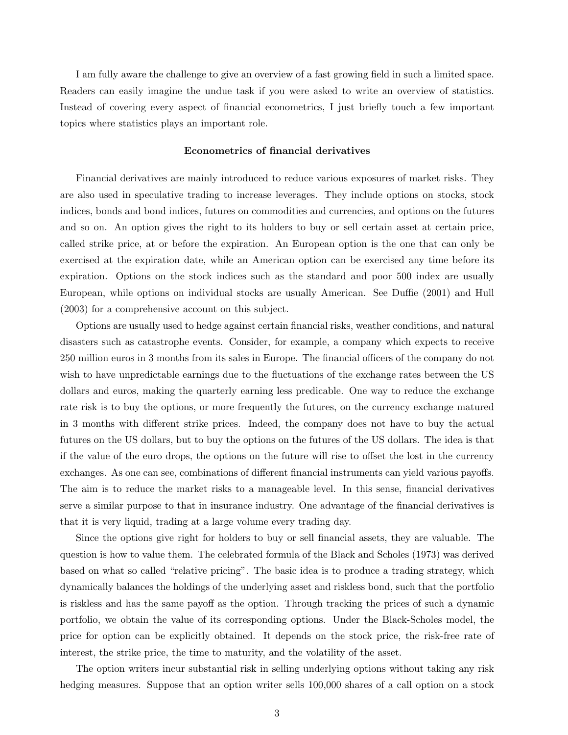I am fully aware the challenge to give an overview of a fast growing field in such a limited space. Readers can easily imagine the undue task if you were asked to write an overview of statistics. Instead of covering every aspect of financial econometrics, I just briefly touch a few important topics where statistics plays an important role.

## Econometrics of financial derivatives

Financial derivatives are mainly introduced to reduce various exposures of market risks. They are also used in speculative trading to increase leverages. They include options on stocks, stock indices, bonds and bond indices, futures on commodities and currencies, and options on the futures and so on. An option gives the right to its holders to buy or sell certain asset at certain price, called strike price, at or before the expiration. An European option is the one that can only be exercised at the expiration date, while an American option can be exercised any time before its expiration. Options on the stock indices such as the standard and poor 500 index are usually European, while options on individual stocks are usually American. See Duffie (2001) and Hull (2003) for a comprehensive account on this subject.

Options are usually used to hedge against certain financial risks, weather conditions, and natural disasters such as catastrophe events. Consider, for example, a company which expects to receive 250 million euros in 3 months from its sales in Europe. The financial officers of the company do not wish to have unpredictable earnings due to the fluctuations of the exchange rates between the US dollars and euros, making the quarterly earning less predicable. One way to reduce the exchange rate risk is to buy the options, or more frequently the futures, on the currency exchange matured in 3 months with different strike prices. Indeed, the company does not have to buy the actual futures on the US dollars, but to buy the options on the futures of the US dollars. The idea is that if the value of the euro drops, the options on the future will rise to offset the lost in the currency exchanges. As one can see, combinations of different financial instruments can yield various payoffs. The aim is to reduce the market risks to a manageable level. In this sense, financial derivatives serve a similar purpose to that in insurance industry. One advantage of the financial derivatives is that it is very liquid, trading at a large volume every trading day.

Since the options give right for holders to buy or sell financial assets, they are valuable. The question is how to value them. The celebrated formula of the Black and Scholes (1973) was derived based on what so called "relative pricing". The basic idea is to produce a trading strategy, which dynamically balances the holdings of the underlying asset and riskless bond, such that the portfolio is riskless and has the same payoff as the option. Through tracking the prices of such a dynamic portfolio, we obtain the value of its corresponding options. Under the Black-Scholes model, the price for option can be explicitly obtained. It depends on the stock price, the risk-free rate of interest, the strike price, the time to maturity, and the volatility of the asset.

The option writers incur substantial risk in selling underlying options without taking any risk hedging measures. Suppose that an option writer sells 100,000 shares of a call option on a stock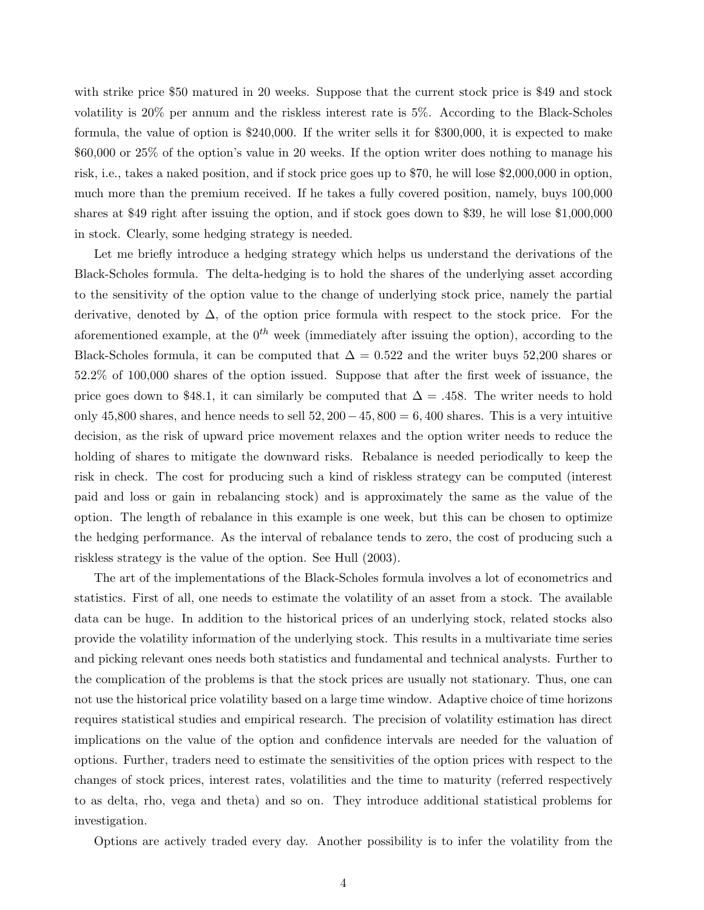with strike price \$50 matured in 20 weeks. Suppose that the current stock price is \$49 and stock volatility is 20% per annum and the riskless interest rate is 5%. According to the Black-Scholes formula, the value of option is \$240,000. If the writer sells it for \$300,000, it is expected to make \$60,000 or 25% of the option's value in 20 weeks. If the option writer does nothing to manage his risk, i.e., takes a naked position, and if stock price goes up to \$70, he will lose \$2,000,000 in option, much more than the premium received. If he takes a fully covered position, namely, buys 100,000 shares at \$49 right after issuing the option, and if stock goes down to \$39, he will lose \$1,000,000 in stock. Clearly, some hedging strategy is needed.

Let me briefly introduce a hedging strategy which helps us understand the derivations of the Black-Scholes formula. The delta-hedging is to hold the shares of the underlying asset according to the sensitivity of the option value to the change of underlying stock price, namely the partial derivative, denoted by $\Delta$, of the option price formula with respect to the stock price. For the aforementioned example, at the $0^{th}$ week (immediately after issuing the option), according to the Black-Scholes formula, it can be computed that $\Delta = 0.522$ and the writer buys 52,200 shares or 52.2% of 100,000 shares of the option issued. Suppose that after the first week of issuance, the price goes down to \$48.1, it can similarly be computed that $\Delta = .458$. The writer needs to hold only 45,800 shares, and hence needs to sell $52,200 - 45,800 = 6,400$ shares. This is a very intuitive decision, as the risk of upward price movement relaxes and the option writer needs to reduce the holding of shares to mitigate the downward risks. Rebalance is needed periodically to keep the risk in check. The cost for producing such a kind of riskless strategy can be computed (interest paid and loss or gain in rebalancing stock) and is approximately the same as the value of the option. The length of rebalance in this example is one week, but this can be chosen to optimize the hedging performance. As the interval of rebalance tends to zero, the cost of producing such a riskless strategy is the value of the option. See Hull (2003).

The art of the implementations of the Black-Scholes formula involves a lot of econometrics and statistics. First of all, one needs to estimate the volatility of an asset from a stock. The available data can be huge. In addition to the historical prices of an underlying stock, related stocks also provide the volatility information of the underlying stock. This results in a multivariate time series and picking relevant ones needs both statistics and fundamental and technical analysts. Further to the complication of the problems is that the stock prices are usually not stationary. Thus, one can not use the historical price volatility based on a large time window. Adaptive choice of time horizons requires statistical studies and empirical research. The precision of volatility estimation has direct implications on the value of the option and confidence intervals are needed for the valuation of options. Further, traders need to estimate the sensitivities of the option prices with respect to the changes of stock prices, interest rates, volatilities and the time to maturity (referred respectively to as delta, rho, vega and theta) and so on. They introduce additional statistical problems for investigation.

Options are actively traded every day. Another possibility is to infer the volatility from the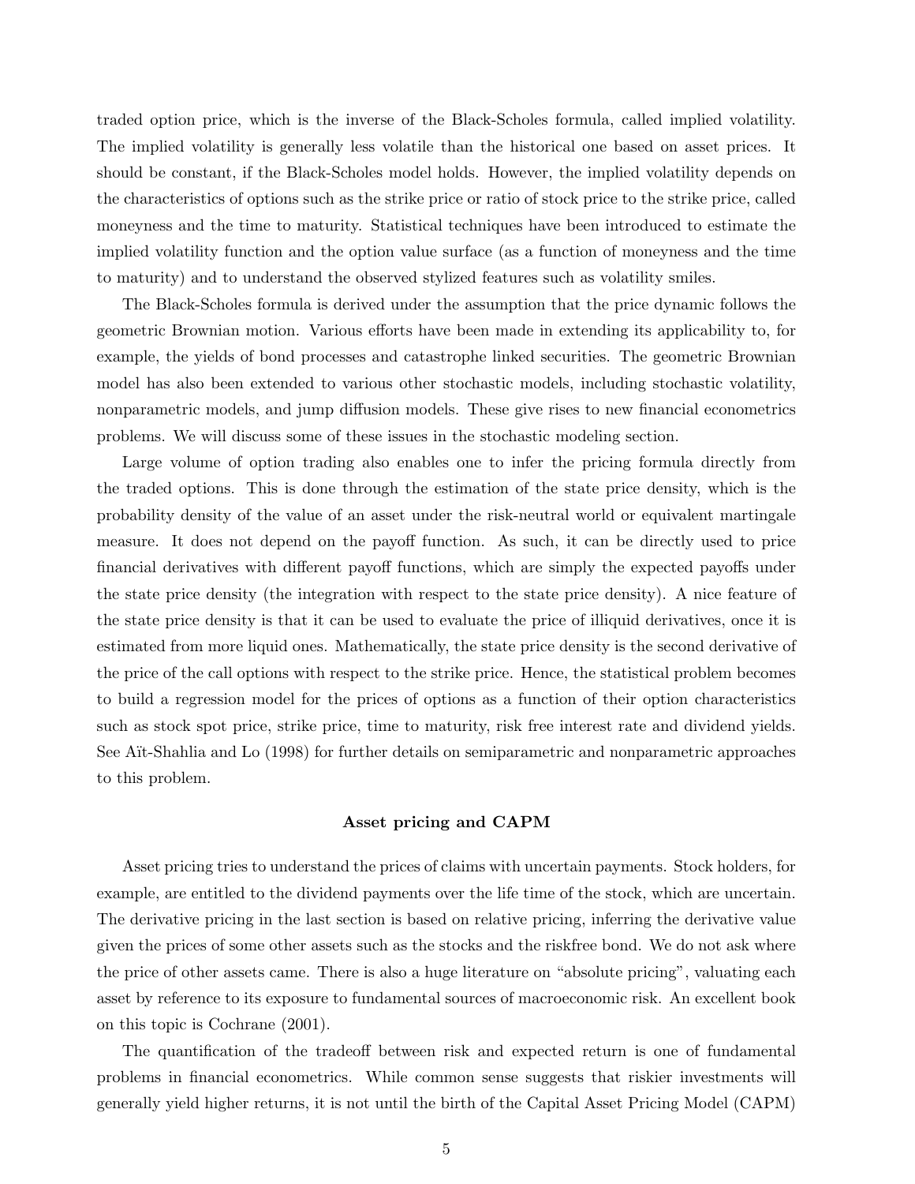traded option price, which is the inverse of the Black-Scholes formula, called implied volatility. The implied volatility is generally less volatile than the historical one based on asset prices. It should be constant, if the Black-Scholes model holds. However, the implied volatility depends on the characteristics of options such as the strike price or ratio of stock price to the strike price, called moneyness and the time to maturity. Statistical techniques have been introduced to estimate the implied volatility function and the option value surface (as a function of moneyness and the time to maturity) and to understand the observed stylized features such as volatility smiles.

The Black-Scholes formula is derived under the assumption that the price dynamic follows the geometric Brownian motion. Various efforts have been made in extending its applicability to, for example, the yields of bond processes and catastrophe linked securities. The geometric Brownian model has also been extended to various other stochastic models, including stochastic volatility, nonparametric models, and jump diffusion models. These give rises to new financial econometrics problems. We will discuss some of these issues in the stochastic modeling section.

Large volume of option trading also enables one to infer the pricing formula directly from the traded options. This is done through the estimation of the state price density, which is the probability density of the value of an asset under the risk-neutral world or equivalent martingale measure. It does not depend on the payoff function. As such, it can be directly used to price financial derivatives with different payoff functions, which are simply the expected payoffs under the state price density (the integration with respect to the state price density). A nice feature of the state price density is that it can be used to evaluate the price of illiquid derivatives, once it is estimated from more liquid ones. Mathematically, the state price density is the second derivative of the price of the call options with respect to the strike price. Hence, the statistical problem becomes to build a regression model for the prices of options as a function of their option characteristics such as stock spot price, strike price, time to maturity, risk free interest rate and dividend yields. See Aït-Shahlia and Lo (1998) for further details on semiparametric and nonparametric approaches to this problem.

### Asset pricing and CAPM

Asset pricing tries to understand the prices of claims with uncertain payments. Stock holders, for example, are entitled to the dividend payments over the life time of the stock, which are uncertain. The derivative pricing in the last section is based on relative pricing, inferring the derivative value given the prices of some other assets such as the stocks and the riskfree bond. We do not ask where the price of other assets came. There is also a huge literature on "absolute pricing", valuating each asset by reference to its exposure to fundamental sources of macroeconomic risk. An excellent book on this topic is Cochrane (2001).

The quantification of the tradeoff between risk and expected return is one of fundamental problems in financial econometrics. While common sense suggests that riskier investments will generally yield higher returns, it is not until the birth of the Capital Asset Pricing Model (CAPM)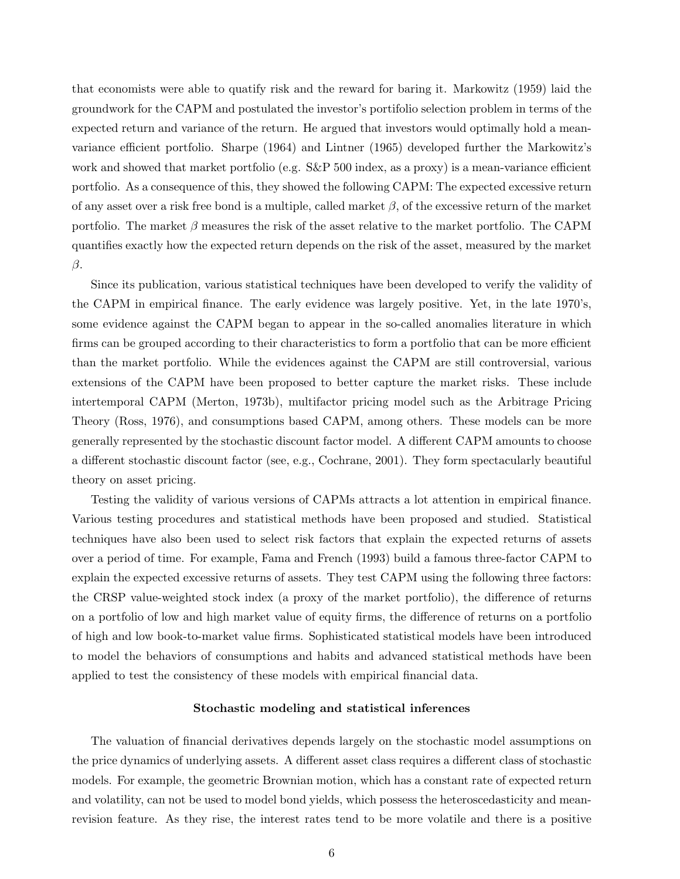that economists were able to quatify risk and the reward for baring it. Markowitz (1959) laid the groundwork for the CAPM and postulated the investor's portfolio selection problem in terms of the expected return and variance of the return. He argued that investors would optimally hold a mean-variance efficient portfolio. Sharpe (1964) and Lintner (1965) developed further the Markowitz's work and showed that market portfolio (e.g. S&P 500 index, as a proxy) is a mean-variance efficient portfolio. As a consequence of this, they showed the following CAPM: The expected excessive return of any asset over a risk free bond is a multiple, called market $\beta$, of the excessive return of the market portfolio. The market $\beta$ measures the risk of the asset relative to the market portfolio. The CAPM quantifies exactly how the expected return depends on the risk of the asset, measured by the market $\beta$.

Since its publication, various statistical techniques have been developed to verify the validity of the CAPM in empirical finance. The early evidence was largely positive. Yet, in the late 1970's, some evidence against the CAPM began to appear in the so-called anomalies literature in which firms can be grouped according to their characteristics to form a portfolio that can be more efficient than the market portfolio. While the evidences against the CAPM are still controversial, various extensions of the CAPM have been proposed to better capture the market risks. These include intertemporal CAPM (Merton, 1973b), multifactor pricing model such as the Arbitrage Pricing Theory (Ross, 1976), and consumptions based CAPM, among others. These models can be more generally represented by the stochastic discount factor model. A different CAPM amounts to choose a different stochastic discount factor (see, e.g., Cochrane, 2001). They form spectacularly beautiful theory on asset pricing.

Testing the validity of various versions of CAPMs attracts a lot attention in empirical finance. Various testing procedures and statistical methods have been proposed and studied. Statistical techniques have also been used to select risk factors that explain the expected returns of assets over a period of time. For example, Fama and French (1993) build a famous three-factor CAPM to explain the expected excessive returns of assets. They test CAPM using the following three factors: the CRSP value-weighted stock index (a proxy of the market portfolio), the difference of returns on a portfolio of low and high market value of equity firms, the difference of returns on a portfolio of high and low book-to-market value firms. Sophisticated statistical models have been introduced to model the behaviors of consumptions and habits and advanced statistical methods have been applied to test the consistency of these models with empirical financial data.

**Stochastic modeling and statistical inferences**

The valuation of financial derivatives depends largely on the stochastic model assumptions on the price dynamics of underlying assets. A different asset class requires a different class of stochastic models. For example, the geometric Brownian motion, which has a constant rate of expected return and volatility, can not be used to model bond yields, which possess the heteroscedasticity and mean-revision feature. As they rise, the interest rates tend to be more volatile and there is a positive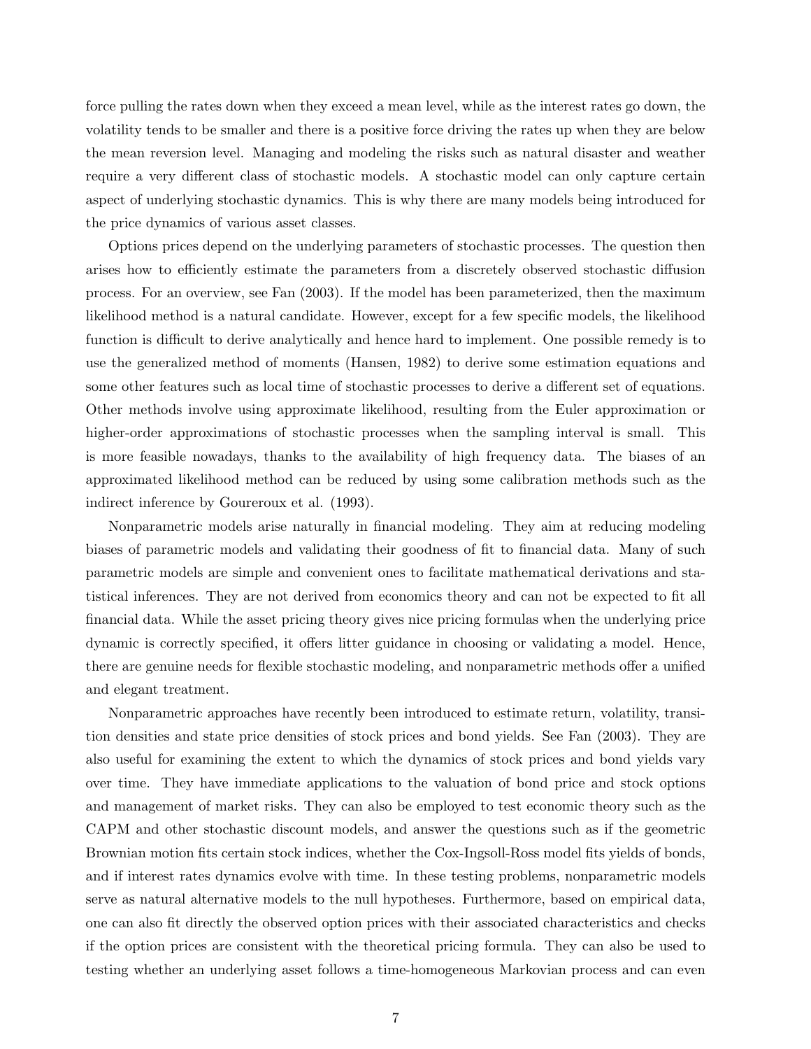force pulling the rates down when they exceed a mean level, while as the interest rates go down, the volatility tends to be smaller and there is a positive force driving the rates up when they are below the mean reversion level. Managing and modeling the risks such as natural disaster and weather require a very different class of stochastic models. A stochastic model can only capture certain aspect of underlying stochastic dynamics. This is why there are many models being introduced for the price dynamics of various asset classes.

Options prices depend on the underlying parameters of stochastic processes. The question then arises how to efficiently estimate the parameters from a discretely observed stochastic diffusion process. For an overview, see Fan (2003). If the model has been parameterized, then the maximum likelihood method is a natural candidate. However, except for a few specific models, the likelihood function is difficult to derive analytically and hence hard to implement. One possible remedy is to use the generalized method of moments (Hansen, 1982) to derive some estimation equations and some other features such as local time of stochastic processes to derive a different set of equations. Other methods involve using approximate likelihood, resulting from the Euler approximation or higher-order approximations of stochastic processes when the sampling interval is small. This is more feasible nowadays, thanks to the availability of high frequency data. The biases of an approximated likelihood method can be reduced by using some calibration methods such as the indirect inference by Goureroux et al. (1993).

Nonparametric models arise naturally in financial modeling. They aim at reducing modeling biases of parametric models and validating their goodness of fit to financial data. Many of such parametric models are simple and convenient ones to facilitate mathematical derivations and statistical inferences. They are not derived from economics theory and can not be expected to fit all financial data. While the asset pricing theory gives nice pricing formulas when the underlying price dynamic is correctly specified, it offers litter guidance in choosing or validating a model. Hence, there are genuine needs for flexible stochastic modeling, and nonparametric methods offer a unified and elegant treatment.

Nonparametric approaches have recently been introduced to estimate return, volatility, transition densities and state price densities of stock prices and bond yields. See Fan (2003). They are also useful for examining the extent to which the dynamics of stock prices and bond yields vary over time. They have immediate applications to the valuation of bond price and stock options and management of market risks. They can also be employed to test economic theory such as the CAPM and other stochastic discount models, and answer the questions such as if the geometric Brownian motion fits certain stock indices, whether the Cox-Ingsoll-Ross model fits yields of bonds, and if interest rates dynamics evolve with time. In these testing problems, nonparametric models serve as natural alternative models to the null hypotheses. Furthermore, based on empirical data, one can also fit directly the observed option prices with their associated characteristics and checks if the option prices are consistent with the theoretical pricing formula. They can also be used to testing whether an underlying asset follows a time-homogeneous Markovian process and can even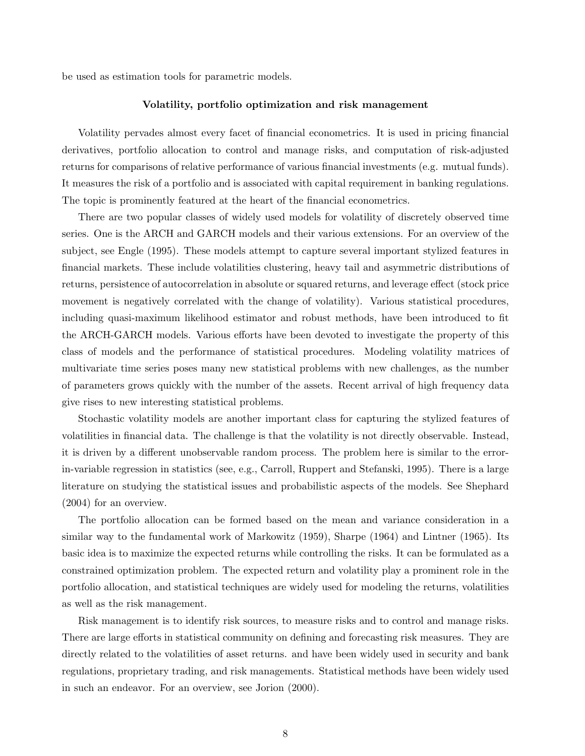be used as estimation tools for parametric models.

### Volatility, portfolio optimization and risk management

Volatility pervades almost every facet of financial econometrics. It is used in pricing financial derivatives, portfolio allocation to control and manage risks, and computation of risk-adjusted returns for comparisons of relative performance of various financial investments (e.g. mutual funds). It measures the risk of a portfolio and is associated with capital requirement in banking regulations. The topic is prominently featured at the heart of the financial econometrics.

There are two popular classes of widely used models for volatility of discretely observed time series. One is the ARCH and GARCH models and their various extensions. For an overview of the subject, see Engle (1995). These models attempt to capture several important stylized features in financial markets. These include volatilities clustering, heavy tail and asymmetric distributions of returns, persistence of autocorrelation in absolute or squared returns, and leverage effect (stock price movement is negatively correlated with the change of volatility). Various statistical procedures, including quasi-maximum likelihood estimator and robust methods, have been introduced to fit the ARCH-GARCH models. Various efforts have been devoted to investigate the property of this class of models and the performance of statistical procedures. Modeling volatility matrices of multivariate time series poses many new statistical problems with new challenges, as the number of parameters grows quickly with the number of the assets. Recent arrival of high frequency data give rises to new interesting statistical problems.

Stochastic volatility models are another important class for capturing the stylized features of volatilities in financial data. The challenge is that the volatility is not directly observable. Instead, it is driven by a different unobservable random process. The problem here is similar to the error-in-variable regression in statistics (see, e.g., Carroll, Ruppert and Stefanski, 1995). There is a large literature on studying the statistical issues and probabilistic aspects of the models. See Shephard (2004) for an overview.

The portfolio allocation can be formed based on the mean and variance consideration in a similar way to the fundamental work of Markowitz (1959), Sharpe (1964) and Lintner (1965). Its basic idea is to maximize the expected returns while controlling the risks. It can be formulated as a constrained optimization problem. The expected return and volatility play a prominent role in the portfolio allocation, and statistical techniques are widely used for modeling the returns, volatilities as well as the risk management.

Risk management is to identify risk sources, to measure risks and to control and manage risks. There are large efforts in statistical community on defining and forecasting risk measures. They are directly related to the volatilities of asset returns. and have been widely used in security and bank regulations, proprietary trading, and risk managements. Statistical methods have been widely used in such an endeavor. For an overview, see Jorion (2000).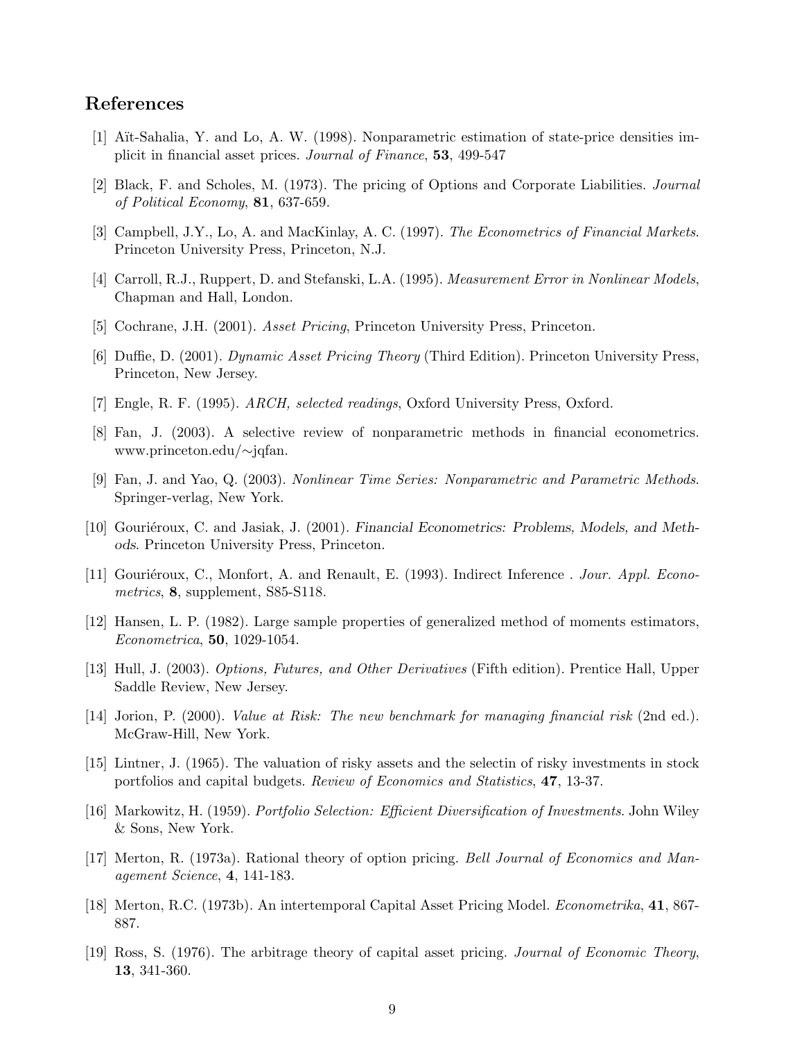## References

[1] Aït-Sahalia, Y. and Lo, A. W. (1998). Nonparametric estimation of state-price densities implicit in financial asset prices. *Journal of Finance*, **53**, 499-547

[2] Black, F. and Scholes, M. (1973). The pricing of Options and Corporate Liabilities. *Journal of Political Economy*, **81**, 637-659.

[3] Campbell, J.Y., Lo, A. and MacKinlay, A. C. (1997). *The Econometrics of Financial Markets*. Princeton University Press, Princeton, N.J.

[4] Carroll, R.J., Ruppert, D. and Stefanski, L.A. (1995). *Measurement Error in Nonlinear Models*, Chapman and Hall, London.

[5] Cochrane, J.H. (2001). *Asset Pricing*, Princeton University Press, Princeton.

[6] Duffie, D. (2001). *Dynamic Asset Pricing Theory* (Third Edition). Princeton University Press, Princeton, New Jersey.

[7] Engle, R. F. (1995). *ARCH, selected readings*, Oxford University Press, Oxford.

[8] Fan, J. (2003). A selective review of nonparametric methods in financial econometrics. www.princeton.edu/∼jqfan.

[9] Fan, J. and Yao, Q. (2003). *Nonlinear Time Series: Nonparametric and Parametric Methods*. Springer-verlag, New York.

[10] Gouriéroux, C. and Jasiak, J. (2001). *Financial Econometrics: Problems, Models, and Methods*. Princeton University Press, Princeton.

[11] Gouriéroux, C., Monfort, A. and Renault, E. (1993). Indirect Inference . *Jour. Appl. Econometrics*, **8**, supplement, S85-S118.

[12] Hansen, L. P. (1982). Large sample properties of generalized method of moments estimators, *Econometrica*, **50**, 1029-1054.

[13] Hull, J. (2003). *Options, Futures, and Other Derivatives* (Fifth edition). Prentice Hall, Upper Saddle Review, New Jersey.

[14] Jorion, P. (2000). *Value at Risk: The new benchmark for managing financial risk* (2nd ed.). McGraw-Hill, New York.

[15] Lintner, J. (1965). The valuation of risky assets and the selectin of risky investments in stock portfolios and capital budgets. *Review of Economics and Statistics*, **47**, 13-37.

[16] Markowitz, H. (1959). *Portfolio Selection: Efficient Diversification of Investments*. John Wiley & Sons, New York.

[17] Merton, R. (1973a). Rational theory of option pricing. *Bell Journal of Economics and Management Science*, **4**, 141-183.

[18] Merton, R.C. (1973b). An intertemporal Capital Asset Pricing Model. *Econometrika*, **41**, 867-887.

[19] Ross, S. (1976). The arbitrage theory of capital asset pricing. *Journal of Economic Theory*, **13**, 341-360.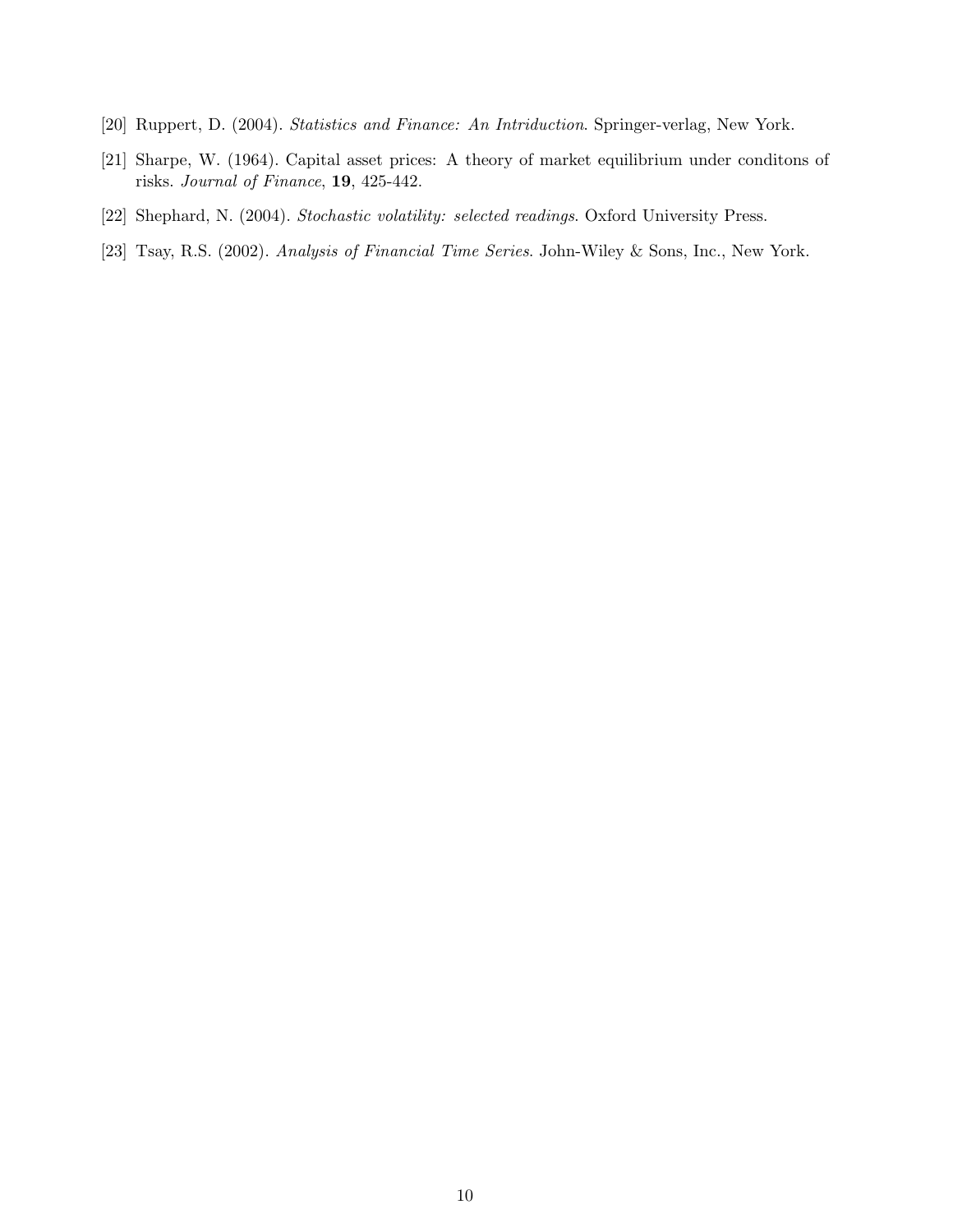[20] Ruppert, D. (2004). *Statistics and Finance: An Intriduction*. Springer-verlag, New York.

[21] Sharpe, W. (1964). Capital asset prices: A theory of market equilibrium under conditons of risks. *Journal of Finance*, **19**, 425-442.

[22] Shephard, N. (2004). *Stochastic volatility: selected readings*. Oxford University Press.

[23] Tsay, R.S. (2002). *Analysis of Financial Time Series*. John-Wiley & Sons, Inc., New York.